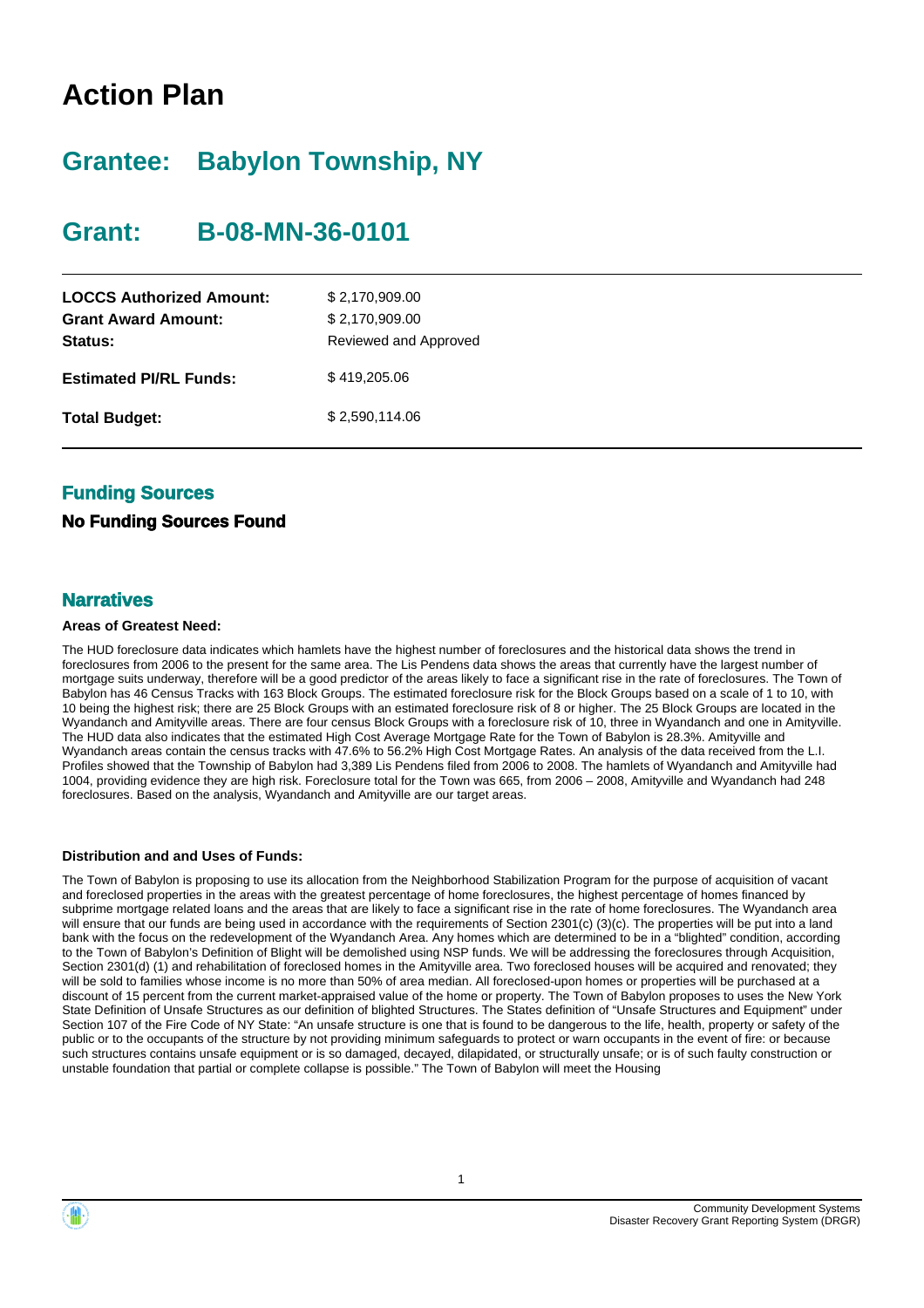# Action Plan

## Grantee: Babylon Township, NY

## Grant: B-08-MN-36-0101

| | |
|---|---|
| **LOCCS Authorized Amount:** | $ 2,170,909.00 |
| **Grant Award Amount:** | $ 2,170,909.00 |
| **Status:** | Reviewed and Approved |
| **Estimated PI/RL Funds:** | $ 419,205.06 |
| **Total Budget:** | $ 2,590,114.06 |

### Funding Sources

**No Funding Sources Found**

### Narratives

**Areas of Greatest Need:**

The HUD foreclosure data indicates which hamlets have the highest number of foreclosures and the historical data shows the trend in foreclosures from 2006 to the present for the same area. The Lis Pendens data shows the areas that currently have the largest number of mortgage suits underway, therefore will be a good predictor of the areas likely to face a significant rise in the rate of home foreclosures. The Town of Babylon has 46 Census Tracks with 163 Block Groups. The estimated foreclosure risk for the Block Groups based on a scale of 1 to 10, with 10 being the highest risk; there are 25 Block Groups with an estimated foreclosure risk of 8 or higher. The 25 Block Groups are located in the Wyandanch and Amityville areas. There are four census Block Groups with a foreclosure risk of 10, three in Wyandanch and one in Amityville. The HUD data also indicates that the estimated High Cost Average Mortgage Rate for the Town of Babylon is 28.3%. Amityville and Wyandanch areas contain the census tracks with 47.6% to 56.2% High Cost Mortgage Rates. An analysis of the data received from the L.I. Profiles showed that the Township of Babylon had 3,389 Lis Pendens filed from 2006 to 2008. The hamlets of Wyandanch and Amityville had 1004, providing evidence they are high risk. Foreclosure total for the Town was 665, from 2006 – 2008, Amityville and Wyandanch had 248 foreclosures. Based on the analysis, Wyandanch and Amityville are our target areas.

**Distribution and and Uses of Funds:**

The Town of Babylon is proposing to use its allocation from the Neighborhood Stabilization Program for the purpose of acquisition of vacant and foreclosed properties in the areas with the greatest percentage of home foreclosures, the highest percentage of homes financed by subprime mortgage related loans and the areas that are likely to face a significant rise in the rate of home foreclosures. The Wyandanch area will ensure that our funds are being used in accordance with the requirements of Section 2301(c) (3)(c). The properties will be put into a land bank with the focus on the redevelopment of the Wyandanch Area. Any homes which are determined to be in a "blighted" condition, according to the Town of Babylon's Definition of Blight will be demolished using NSP funds. We will be addressing the foreclosures through Acquisition, Section 2301(d) (1) and rehabilitation of foreclosed homes in the Amityville area. Two foreclosed houses will be acquired and renovated; they will be sold to families whose income is no more than 50% of area median. All foreclosed-upon homes or properties will be purchased at a discount of 15 percent from the current market-appraised value of the home or property. The Town of Babylon proposes to uses the New York State Definition of Unsafe Structures as our definition of blighted Structures. The States definition of "Unsafe Structures and Equipment" under Section 107 of the Fire Code of NY State: "An unsafe structure is one that is found to be dangerous to the life, health, property or safety of the public or to the occupants of the structure by not providing minimum safeguards to protect or warn occupants in the event of fire: or because such structures contains unsafe equipment or is so damaged, decayed, dilapidated, or structurally unsafe; or is of such faulty construction or unstable foundation that partial or complete collapse is possible." The Town of Babylon will meet the Housing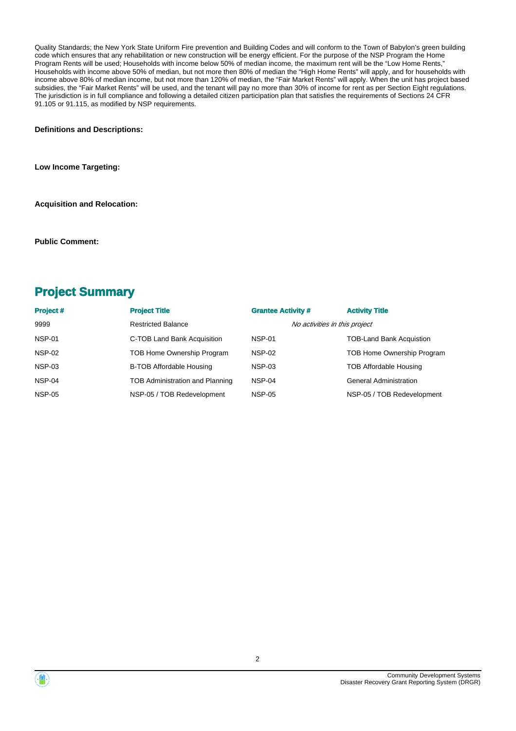Quality Standards; the New York State Uniform Fire prevention and Building Codes and will conform to the Town of Babylon's green building code which ensures that any rehabilitation or new construction will be energy efficient. For the purpose of the NSP Program the Home Program Rents will be used; Households with income below 50% of median income, the maximum rent will be the "Low Home Rents," Households with income above 50% of median, but not more then 80% of median the "High Home Rents" will apply, and for households with income above 80% of median income, but not more than 120% of median, the "Fair Market Rents" will apply. When the unit has project based subsidies, the "Fair Market Rents" will be used, and the tenant will pay no more than 30% of income for rent as per Section Eight regulations. The jurisdiction is in full compliance and following a detailed citizen participation plan that satisfies the requirements of Sections 24 CFR 91.105 or 91.115, as modified by NSP requirements.

**Definitions and Descriptions:**

**Low Income Targeting:**

**Acquisition and Relocation:**

**Public Comment:**

## Project Summary

| Project # | Project Title | Grantee Activity # | Activity Title |
|---|---|---|---|
| 9999 | Restricted Balance | *No activities in this project* | |
| NSP-01 | C-TOB Land Bank Acquisition | NSP-01 | TOB-Land Bank Acquistion |
| NSP-02 | TOB Home Ownership Program | NSP-02 | TOB Home Ownership Program |
| NSP-03 | B-TOB Affordable Housing | NSP-03 | TOB Affordable Housing |
| NSP-04 | TOB Administration and Planning | NSP-04 | General Administration |
| NSP-05 | NSP-05 / TOB Redevelopment | NSP-05 | NSP-05 / TOB Redevelopment |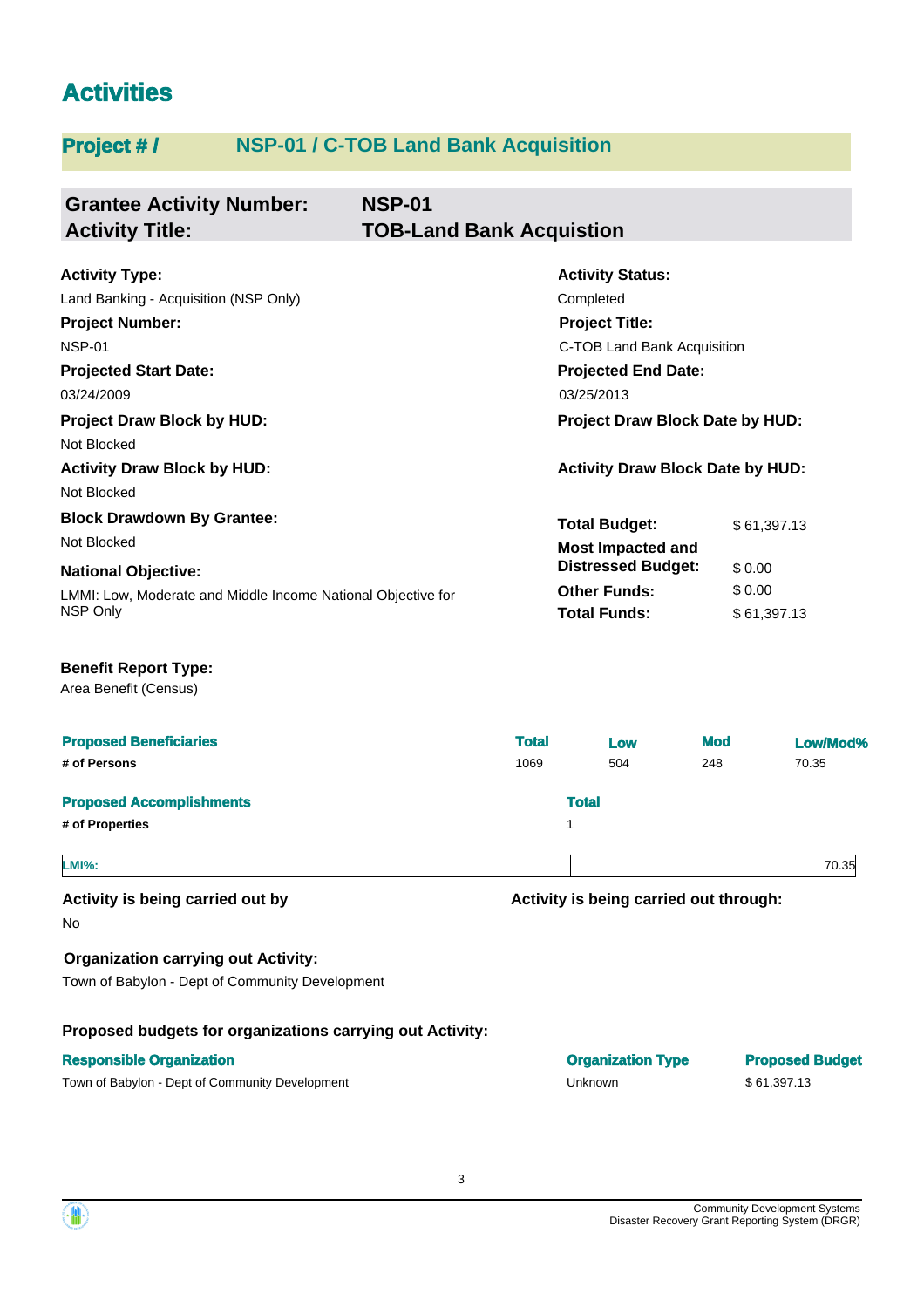# Activities

## Project # / NSP-01 / C-TOB Land Bank Acquisition

**Grantee Activity Number:** NSP-01
**Activity Title:** TOB-Land Bank Acquistion

**Activity Type:**
Land Banking - Acquisition (NSP Only)

**Activity Status:**
Completed

**Project Number:**
NSP-01

**Project Title:**
C-TOB Land Bank Acquisition

**Projected Start Date:**
03/24/2009

**Projected End Date:**
03/25/2013

**Project Draw Block by HUD:**
Not Blocked

**Project Draw Block Date by HUD:**

**Activity Draw Block by HUD:**
Not Blocked

**Activity Draw Block Date by HUD:**

**Block Drawdown By Grantee:**
Not Blocked

**National Objective:**
LMMI: Low, Moderate and Middle Income National Objective for NSP Only

| | |
|---|---|
| **Total Budget:** | $ 61,397.13 |
| **Most Impacted and Distressed Budget:** | $ 0.00 |
| **Other Funds:** | $ 0.00 |
| **Total Funds:** | $ 61,397.13 |

**Benefit Report Type:**
Area Benefit (Census)

| Proposed Beneficiaries | Total | Low | Mod | Low/Mod% |
|---|---|---|---|---|
| # of Persons | 1069 | 504 | 248 | 70.35 |

| Proposed Accomplishments | Total |
|---|---|
| # of Properties | 1 |

| LMI%: | 70.35 |
|---|---|

**Activity is being carried out by**
No

**Activity is being carried out through:**

**Organization carrying out Activity:**
Town of Babylon - Dept of Community Development

**Proposed budgets for organizations carrying out Activity:**

| Responsible Organization | Organization Type | Proposed Budget |
|---|---|---|
| Town of Babylon - Dept of Community Development | Unknown | $ 61,397.13 |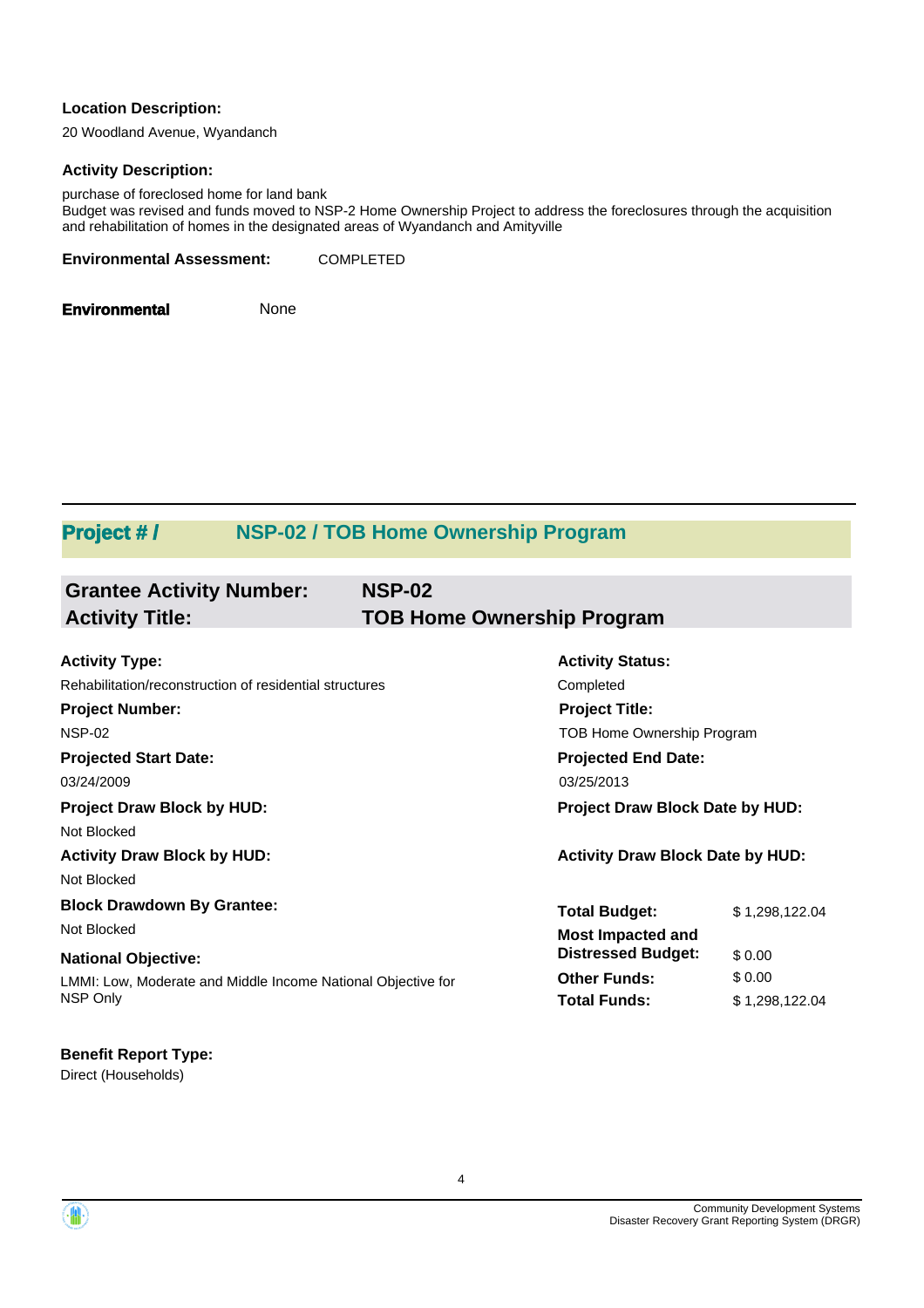**Location Description:**

20 Woodland Avenue, Wyandanch

**Activity Description:**

purchase of foreclosed home for land bank
Budget was revised and funds moved to NSP-2 Home Ownership Project to address the foreclosures through the acquisition and rehabilitation of homes in the designated areas of Wyandanch and Amityville

**Environmental Assessment:** COMPLETED

**Environmental** None

## Project # / NSP-02 / TOB Home Ownership Program

### Grantee Activity Number: NSP-02
### Activity Title: TOB Home Ownership Program

**Activity Type:**
Rehabilitation/reconstruction of residential structures

**Activity Status:**
Completed

**Project Number:**
NSP-02

**Project Title:**
TOB Home Ownership Program

**Projected Start Date:**
03/24/2009

**Projected End Date:**
03/25/2013

**Project Draw Block by HUD:**
Not Blocked

**Project Draw Block Date by HUD:**

**Activity Draw Block by HUD:**
Not Blocked

**Activity Draw Block Date by HUD:**

**Block Drawdown By Grantee:**
Not Blocked

**National Objective:**
LMMI: Low, Moderate and Middle Income National Objective for NSP Only

| | |
|---|---|
| **Total Budget:** | $ 1,298,122.04 |
| **Most Impacted and Distressed Budget:** | $ 0.00 |
| **Other Funds:** | $ 0.00 |
| **Total Funds:** | $ 1,298,122.04 |

**Benefit Report Type:**
Direct (Households)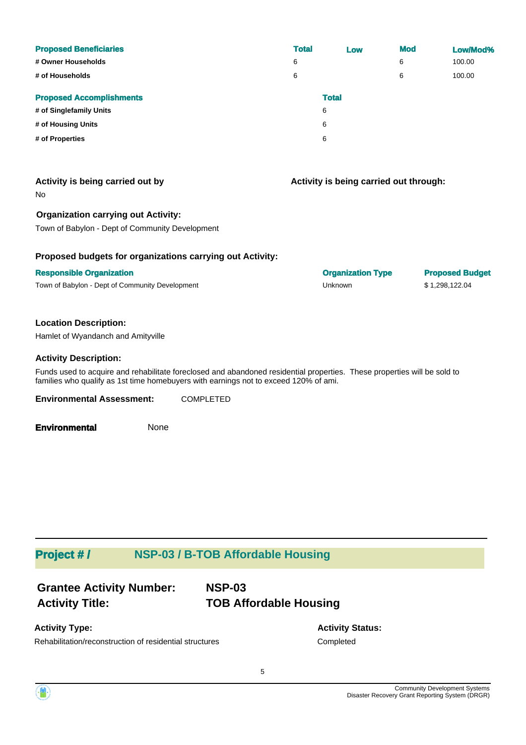| Proposed Beneficiaries | Total | Low | Mod | Low/Mod% |
|---|---|---|---|---|
| # Owner Households | 6 | | 6 | 100.00 |
| # of Households | 6 | | 6 | 100.00 |

| Proposed Accomplishments | Total |
|---|---|
| # of Singlefamily Units | 6 |
| # of Housing Units | 6 |
| # of Properties | 6 |

**Activity is being carried out by**

No

**Activity is being carried out through:**

**Organization carrying out Activity:**

Town of Babylon - Dept of Community Development

**Proposed budgets for organizations carrying out Activity:**

| Responsible Organization | Organization Type | Proposed Budget |
|---|---|---|
| Town of Babylon - Dept of Community Development | Unknown | $ 1,298,122.04 |

**Location Description:**

Hamlet of Wyandanch and Amityville

**Activity Description:**

Funds used to acquire and rehabilitate foreclosed and abandoned residential properties. These properties will be sold to families who qualify as 1st time homebuyers with earnings not to exceed 120% of ami.

**Environmental Assessment:** COMPLETED

**Environmental** None

## Project # / NSP-03 / B-TOB Affordable Housing

**Grantee Activity Number:** **NSP-03**
**Activity Title:** **TOB Affordable Housing**

**Activity Type:**

Rehabilitation/reconstruction of residential structures

**Activity Status:**

Completed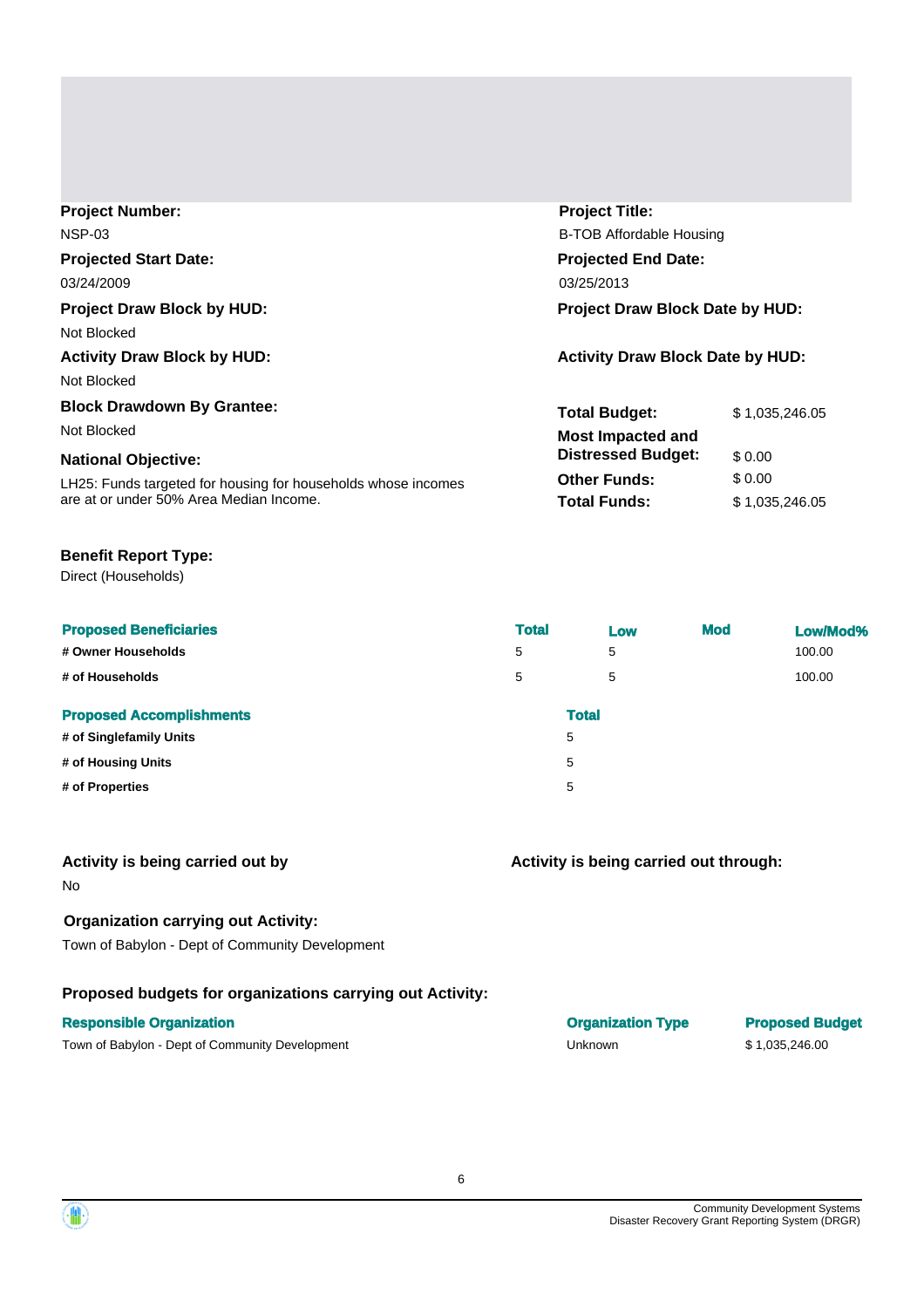**Project Number:**
NSP-03

**Project Title:**
B-TOB Affordable Housing

**Projected Start Date:**
03/24/2009

**Projected End Date:**
03/25/2013

**Project Draw Block by HUD:**
Not Blocked

**Project Draw Block Date by HUD:**

**Activity Draw Block by HUD:**
Not Blocked

**Activity Draw Block Date by HUD:**

**Block Drawdown By Grantee:**
Not Blocked

**National Objective:**
LH25: Funds targeted for housing for households whose incomes are at or under 50% Area Median Income.

| | |
|---|---|
| **Total Budget:** | $ 1,035,246.05 |
| **Most Impacted and Distressed Budget:** | $ 0.00 |
| **Other Funds:** | $ 0.00 |
| **Total Funds:** | $ 1,035,246.05 |

**Benefit Report Type:**
Direct (Households)

| Proposed Beneficiaries | Total | Low | Mod | Low/Mod% |
|---|---|---|---|---|
| # Owner Households | 5 | 5 | | 100.00 |
| # of Households | 5 | 5 | | 100.00 |

| Proposed Accomplishments | Total |
|---|---|
| # of Singlefamily Units | 5 |
| # of Housing Units | 5 |
| # of Properties | 5 |

**Activity is being carried out by**
No

**Activity is being carried out through:**

**Organization carrying out Activity:**
Town of Babylon - Dept of Community Development

**Proposed budgets for organizations carrying out Activity:**

| Responsible Organization | Organization Type | Proposed Budget |
|---|---|---|
| Town of Babylon - Dept of Community Development | Unknown | $ 1,035,246.00 |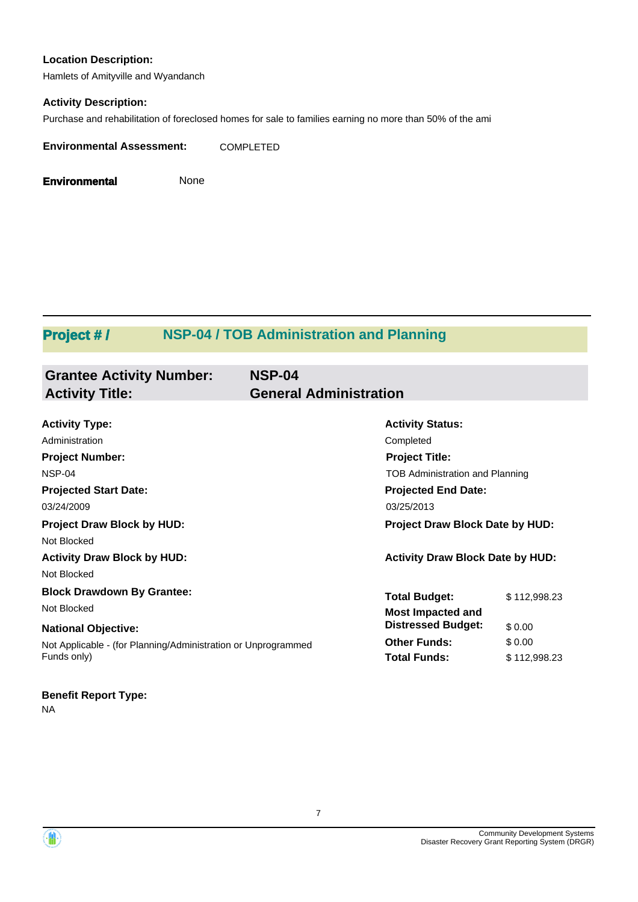**Location Description:**

Hamlets of Amityville and Wyandanch

**Activity Description:**

Purchase and rehabilitation of foreclosed homes for sale to families earning no more than 50% of the ami

**Environmental Assessment:** COMPLETED

**Environmental** None

## Project # / NSP-04 / TOB Administration and Planning

### Grantee Activity Number: NSP-04
### Activity Title: General Administration

**Activity Type:**
Administration

**Activity Status:**
Completed

**Project Number:**
NSP-04

**Project Title:**
TOB Administration and Planning

**Projected Start Date:**
03/24/2009

**Projected End Date:**
03/25/2013

**Project Draw Block by HUD:**
Not Blocked

**Project Draw Block Date by HUD:**

**Activity Draw Block by HUD:**
Not Blocked

**Activity Draw Block Date by HUD:**

**Block Drawdown By Grantee:**
Not Blocked

**National Objective:**
Not Applicable - (for Planning/Administration or Unprogrammed Funds only)

| | |
|---|---|
| **Total Budget:** | $ 112,998.23 |
| **Most Impacted and Distressed Budget:** | $ 0.00 |
| **Other Funds:** | $ 0.00 |
| **Total Funds:** | $ 112,998.23 |

**Benefit Report Type:**
NA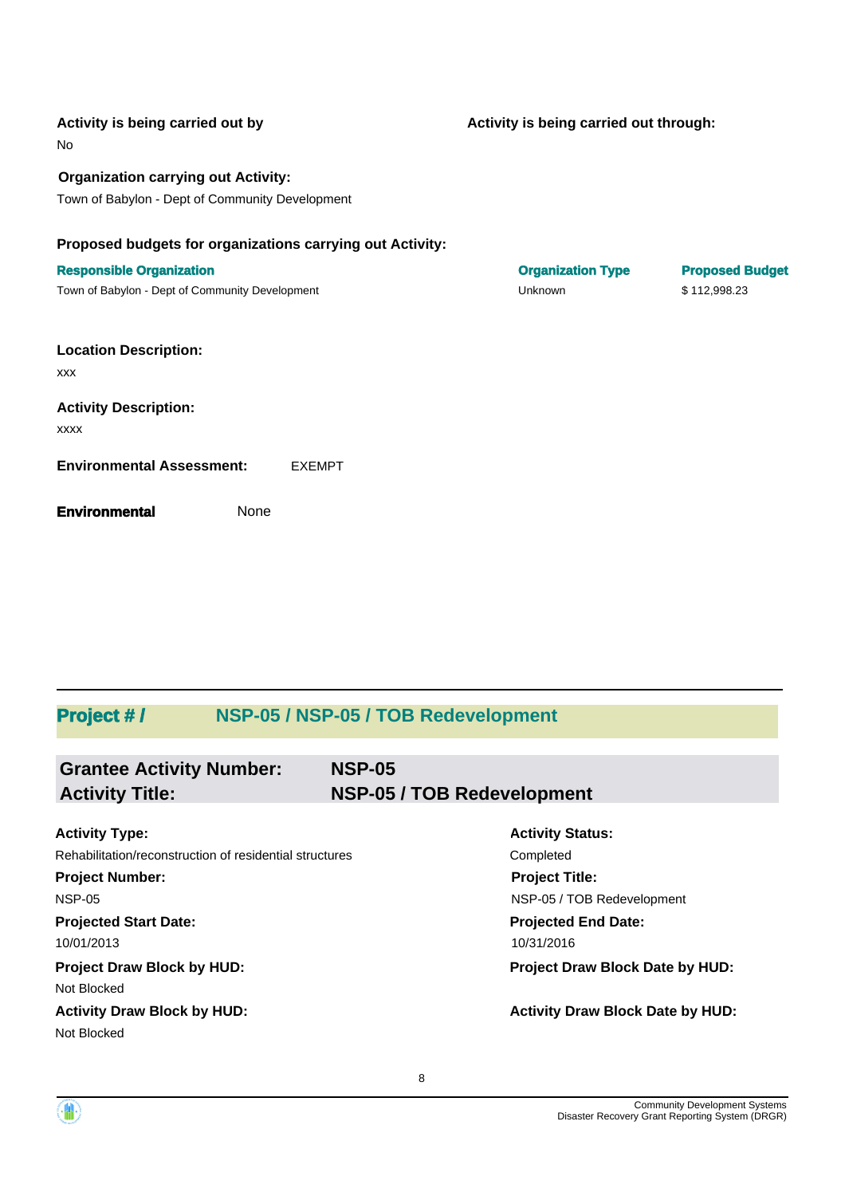**Activity is being carried out by**

No

**Activity is being carried out through:**

**Organization carrying out Activity:**

Town of Babylon - Dept of Community Development

**Proposed budgets for organizations carrying out Activity:**

| Responsible Organization | Organization Type | Proposed Budget |
|---|---|---|
| Town of Babylon - Dept of Community Development | Unknown | $ 112,998.23 |

**Location Description:**

xxx

**Activity Description:**

xxxx

**Environmental Assessment:** EXEMPT

**Environmental** None

## Project # / NSP-05 / NSP-05 / TOB Redevelopment

**Grantee Activity Number:** NSP-05

**Activity Title:** NSP-05 / TOB Redevelopment

**Activity Type:**

Rehabilitation/reconstruction of residential structures

**Activity Status:**

Completed

**Project Number:**

NSP-05

**Project Title:**

NSP-05 / TOB Redevelopment

**Projected Start Date:**

10/01/2013

**Projected End Date:**

10/31/2016

**Project Draw Block by HUD:**

Not Blocked

**Project Draw Block Date by HUD:**

**Activity Draw Block by HUD:**

Not Blocked

**Activity Draw Block Date by HUD:**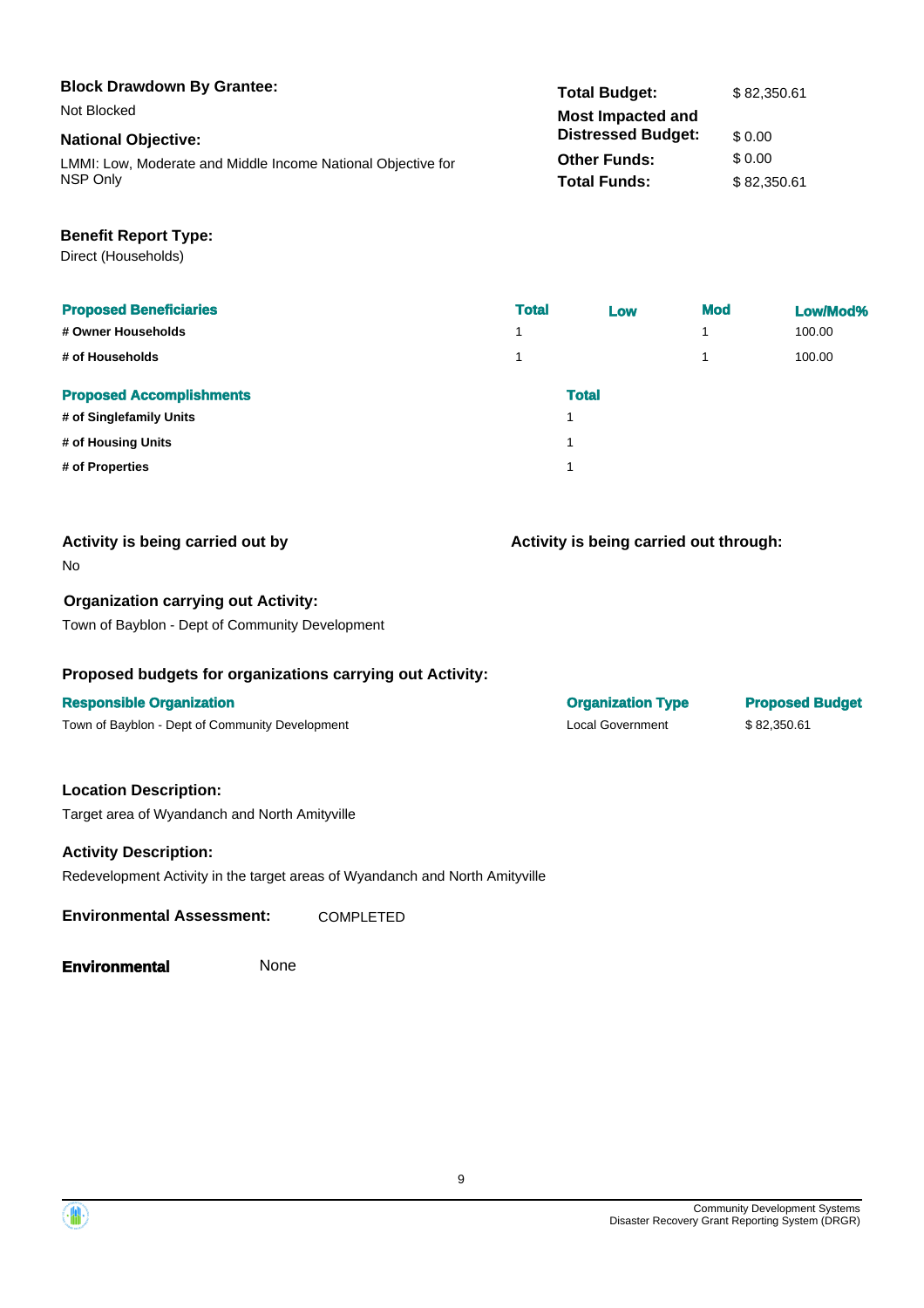**Block Drawdown By Grantee:**

Not Blocked

**National Objective:**

LMMI: Low, Moderate and Middle Income National Objective for NSP Only

| | |
|---|---|
| **Total Budget:** | $ 82,350.61 |
| **Most Impacted and Distressed Budget:** | $ 0.00 |
| **Other Funds:** | $ 0.00 |
| **Total Funds:** | $ 82,350.61 |

**Benefit Report Type:**

Direct (Households)

| Proposed Beneficiaries | Total | Low | Mod | Low/Mod% |
|---|---|---|---|---|
| # Owner Households | 1 | | 1 | 100.00 |
| # of Households | 1 | | 1 | 100.00 |

| Proposed Accomplishments | Total |
|---|---|
| # of Singlefamily Units | 1 |
| # of Housing Units | 1 |
| # of Properties | 1 |

**Activity is being carried out by**

No

**Activity is being carried out through:**

**Organization carrying out Activity:**

Town of Bayblon - Dept of Community Development

**Proposed budgets for organizations carrying out Activity:**

| Responsible Organization | Organization Type | Proposed Budget |
|---|---|---|
| Town of Bayblon - Dept of Community Development | Local Government | $ 82,350.61 |

**Location Description:**

Target area of Wyandanch and North Amityville

**Activity Description:**

Redevelopment Activity in the target areas of Wyandanch and North Amityville

**Environmental Assessment:** COMPLETED

**Environmental** None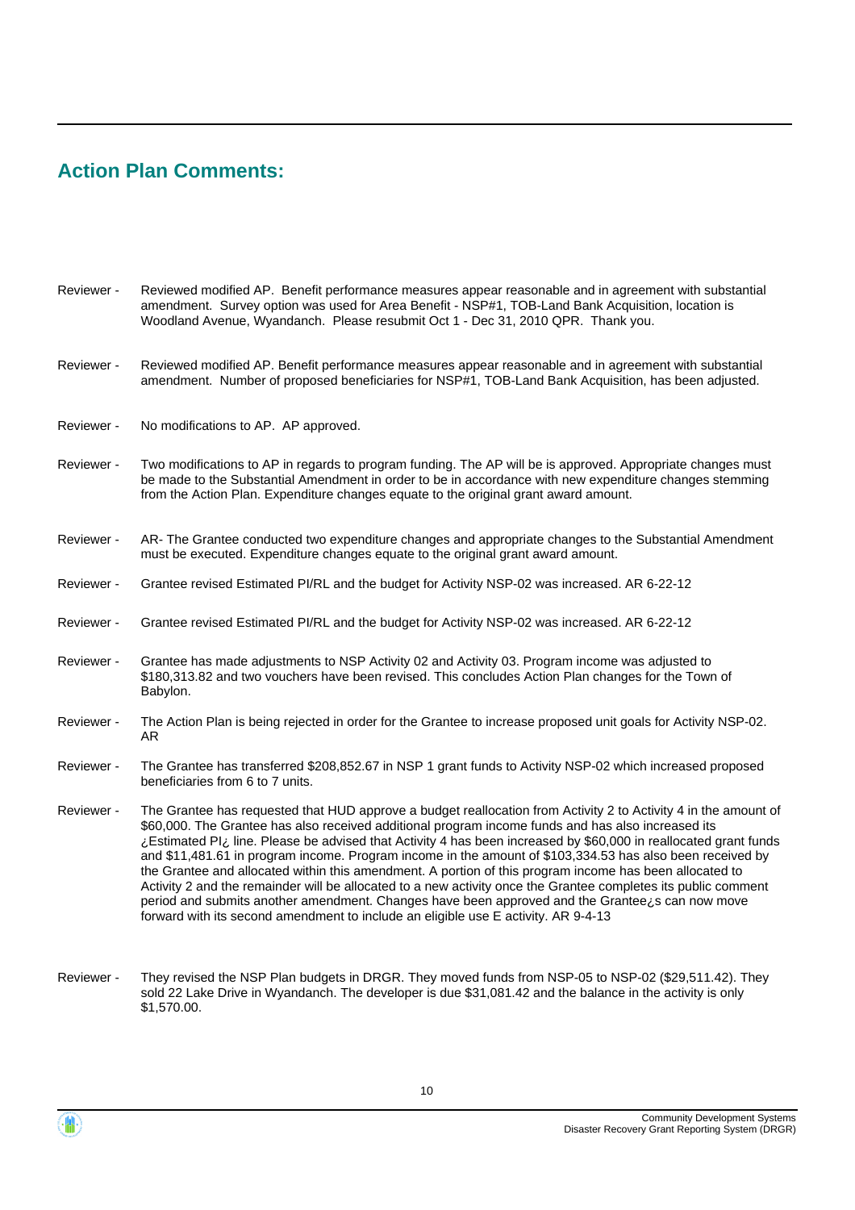## Action Plan Comments:

Reviewer - Reviewed modified AP. Benefit performance measures appear reasonable and in agreement with substantial amendment. Survey option was used for Area Benefit - NSP#1, TOB-Land Bank Acquisition, location is Woodland Avenue, Wyandanch. Please resubmit Oct 1 - Dec 31, 2010 QPR. Thank you.

Reviewer - Reviewed modified AP. Benefit performance measures appear reasonable and in agreement with substantial amendment. Number of proposed beneficiaries for NSP#1, TOB-Land Bank Acquisition, has been adjusted.

Reviewer - No modifications to AP. AP approved.

Reviewer - Two modifications to AP in regards to program funding. The AP will be is approved. Appropriate changes must be made to the Substantial Amendment in order to be in accordance with new expenditure changes stemming from the Action Plan. Expenditure changes equate to the original grant award amount.

Reviewer - AR- The Grantee conducted two expenditure changes and appropriate changes to the Substantial Amendment must be executed. Expenditure changes equate to the original grant award amount.

Reviewer - Grantee revised Estimated PI/RL and the budget for Activity NSP-02 was increased. AR 6-22-12

Reviewer - Grantee revised Estimated PI/RL and the budget for Activity NSP-02 was increased. AR 6-22-12

Reviewer - Grantee has made adjustments to NSP Activity 02 and Activity 03. Program income was adjusted to $180,313.82 and two vouchers have been revised. This concludes Action Plan changes for the Town of Babylon.

Reviewer - The Action Plan is being rejected in order for the Grantee to increase proposed unit goals for Activity NSP-02. AR

Reviewer - The Grantee has transferred $208,852.67 in NSP 1 grant funds to Activity NSP-02 which increased proposed beneficiaries from 6 to 7 units.

Reviewer - The Grantee has requested that HUD approve a budget reallocation from Activity 2 to Activity 4 in the amount of $60,000. The Grantee has also received additional program income funds and has also increased its ¿Estimated PI¿ line. Please be advised that Activity 4 has been increased by $60,000 in reallocated grant funds and $11,481.61 in program income. Program income in the amount of $103,334.53 has also been received by the Grantee and allocated within this amendment. A portion of this program income has been allocated to Activity 2 and the remainder will be allocated to a new activity once the Grantee completes its public comment period and submits another amendment. Changes have been approved and the Grantee¿s can now move forward with its second amendment to include an eligible use E activity. AR 9-4-13

Reviewer - They revised the NSP Plan budgets in DRGR. They moved funds from NSP-05 to NSP-02 ($29,511.42). They sold 22 Lake Drive in Wyandanch. The developer is due $31,081.42 and the balance in the activity is only $1,570.00.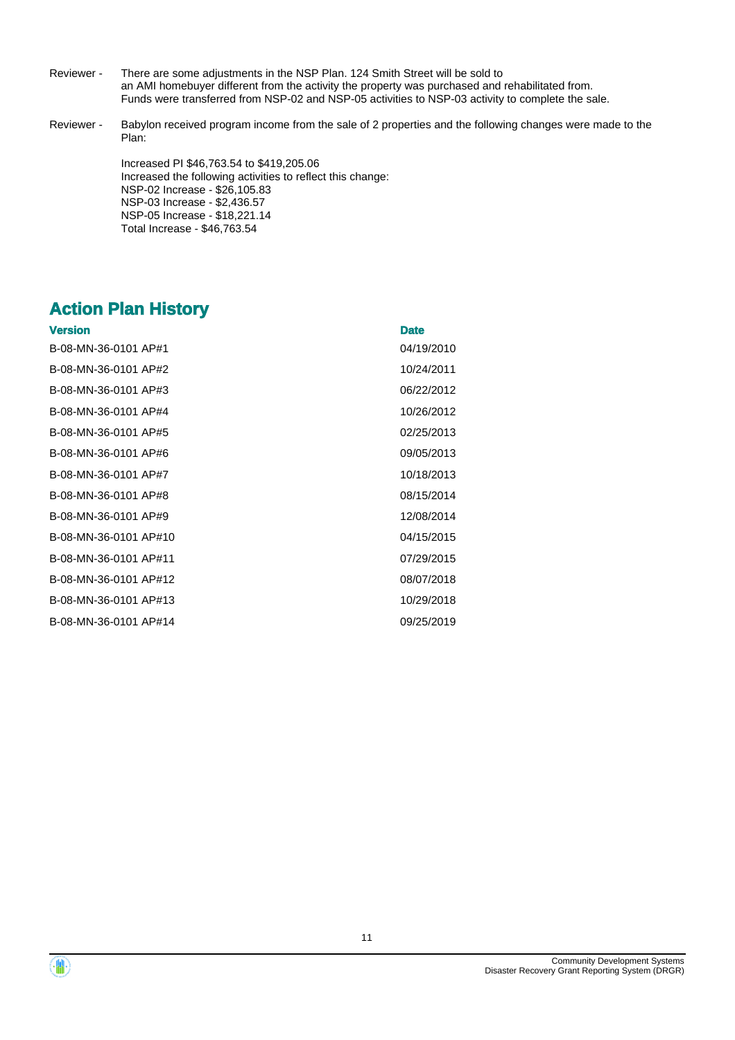Reviewer - There are some adjustments in the NSP Plan. 124 Smith Street will be sold to an AMI homebuyer different from the activity the property was purchased and rehabilitated from. Funds were transferred from NSP-02 and NSP-05 activities to NSP-03 activity to complete the sale.

Reviewer - Babylon received program income from the sale of 2 properties and the following changes were made to the Plan:

Increased PI $46,763.54 to $419,205.06
Increased the following activities to reflect this change:
NSP-02 Increase - $26,105.83
NSP-03 Increase - $2,436.57
NSP-05 Increase - $18,221.14
Total Increase - $46,763.54

## Action Plan History

| Version | Date |
| --- | --- |
| B-08-MN-36-0101 AP#1 | 04/19/2010 |
| B-08-MN-36-0101 AP#2 | 10/24/2011 |
| B-08-MN-36-0101 AP#3 | 06/22/2012 |
| B-08-MN-36-0101 AP#4 | 10/26/2012 |
| B-08-MN-36-0101 AP#5 | 02/25/2013 |
| B-08-MN-36-0101 AP#6 | 09/05/2013 |
| B-08-MN-36-0101 AP#7 | 10/18/2013 |
| B-08-MN-36-0101 AP#8 | 08/15/2014 |
| B-08-MN-36-0101 AP#9 | 12/08/2014 |
| B-08-MN-36-0101 AP#10 | 04/15/2015 |
| B-08-MN-36-0101 AP#11 | 07/29/2015 |
| B-08-MN-36-0101 AP#12 | 08/07/2018 |
| B-08-MN-36-0101 AP#13 | 10/29/2018 |
| B-08-MN-36-0101 AP#14 | 09/25/2019 |